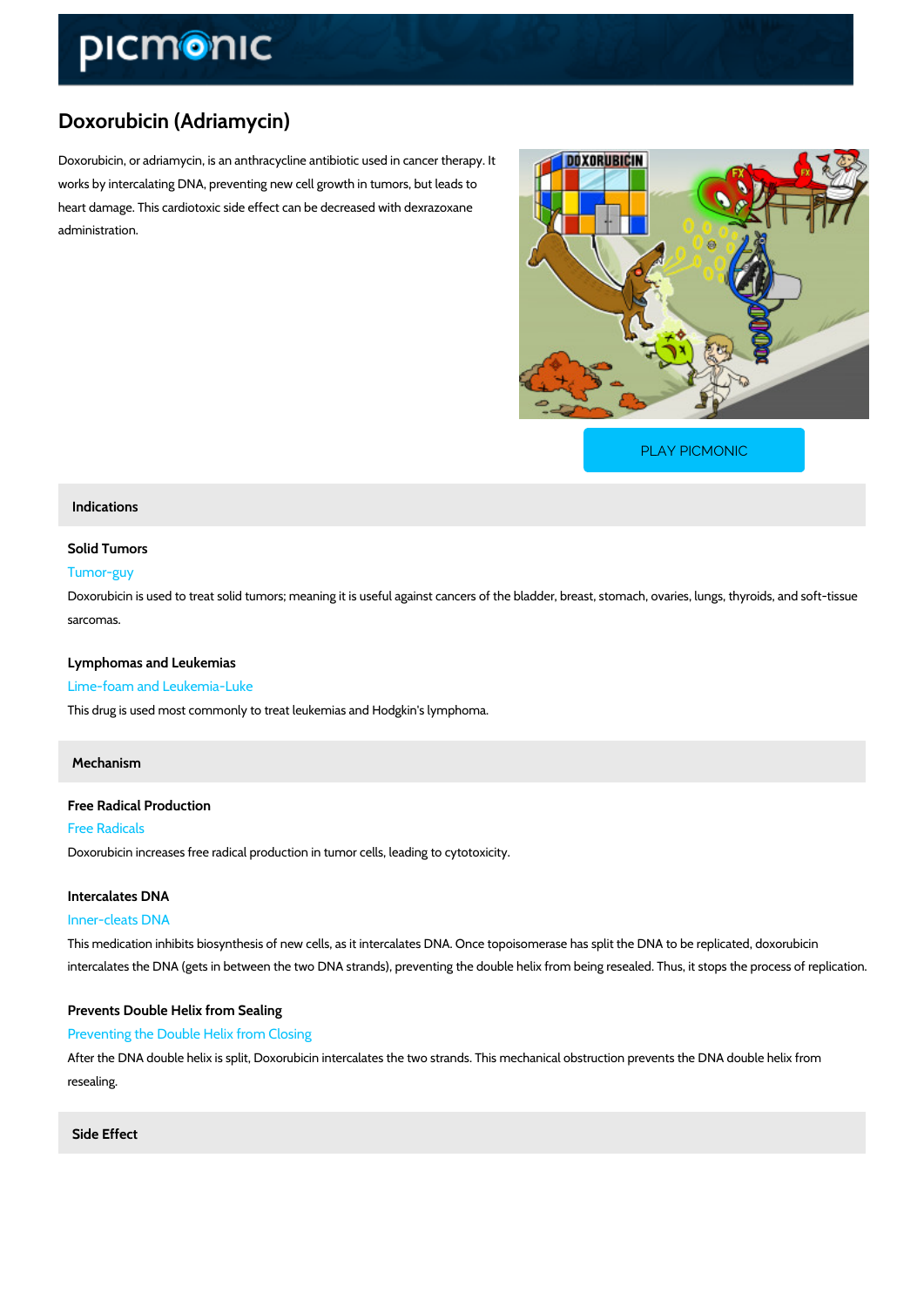# Doxorubicin (Adriamycin)

Doxorubicin, or adriamycin, is an anthracycline antibiotic used in cancer therapy. It works by intercalating DNA, preventing new cell growth in tumors, but leads to heart damage. This cardiotoxic side effect can be decreased with dexrazoxane administration.

PLAY PICMONIC

## Indications

### Solid Tumors

Tumor-guy

Doxorubicin is used to treat solid tumors; meaning it is useful against cancers of the bladder, breast, stomach, ovaries, lungs, thyroids, and soft-tissue sarcomas.

### Lymphomas and Leukemias

Lime-foam and Leukemia-Luke

This drug is used most commonly to treat leukemias and Hodgkin's lymphoma.

## Mechanism

### Free Radical Production

Free Radicals

Doxorubicin increases free radical production in tumor cells, leading to cytotoxicity.

### Intercalates DNA

Inner-cleats DNA

This medication inhibits biosynthesis of new cells, as it intercalates DNA. Once topoisomerase has split the DNA to be replicated, doxorubicin intercalates the DNA (gets in between the two DNA strands), preventing the double helix from being resealed. Thus, it stops the process of replication.

### Prevents Double Helix from Sealing

Preventing the Double Helix from Closing

After the DNA double helix is split, Doxorubicin intercalates the two strands. This mechanical obstruction prevents the DNA double helix from resealing.

## Side Effect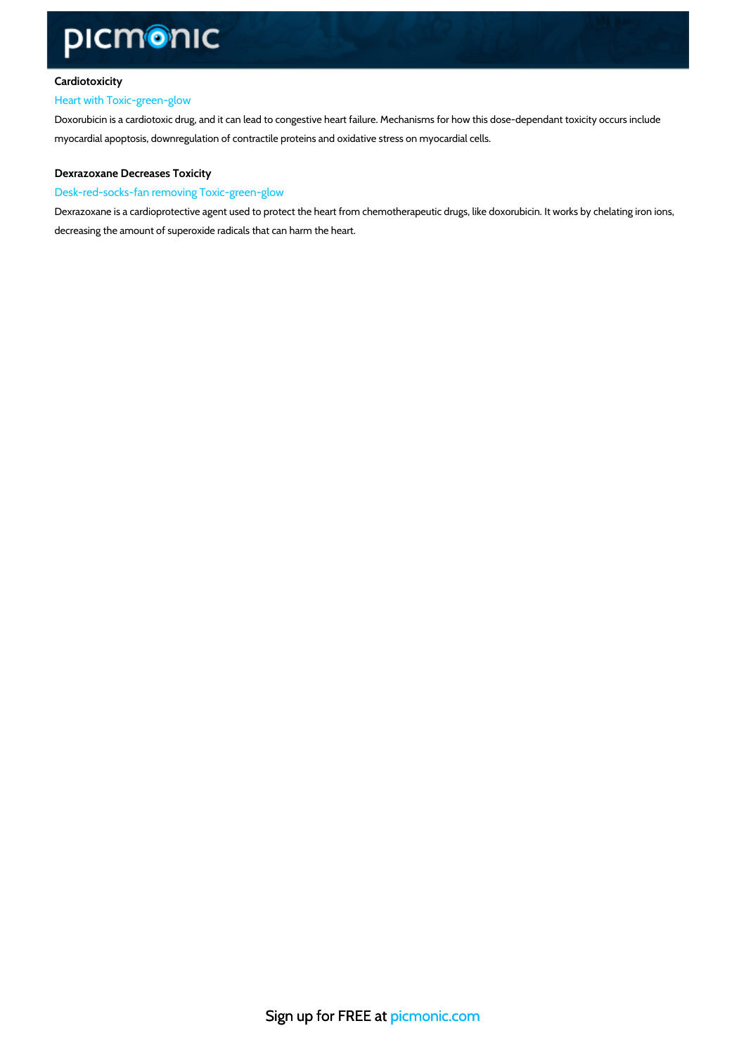### Cardiotoxicity

Heart with Toxic-green-glow

Doxorubicin is a cardiotoxic drug, and it can lead to congestive heart failure. Mechanisms for how this dose-dependant toxicity occurs include myocardial apoptosis, downregulation of contractile proteins and oxidative stress on myocardial cells.

### Dexrazoxane Decreases Toxicity

Desk-red-socks-fan removing Toxic-green-glow

Dexrazoxane is a cardioprotective agent used to protect the heart from chemotherapeutic drugs, like doxorubicin. It works by chelating iron ions, decreasing the amount of superoxide radicals that can harm the heart.